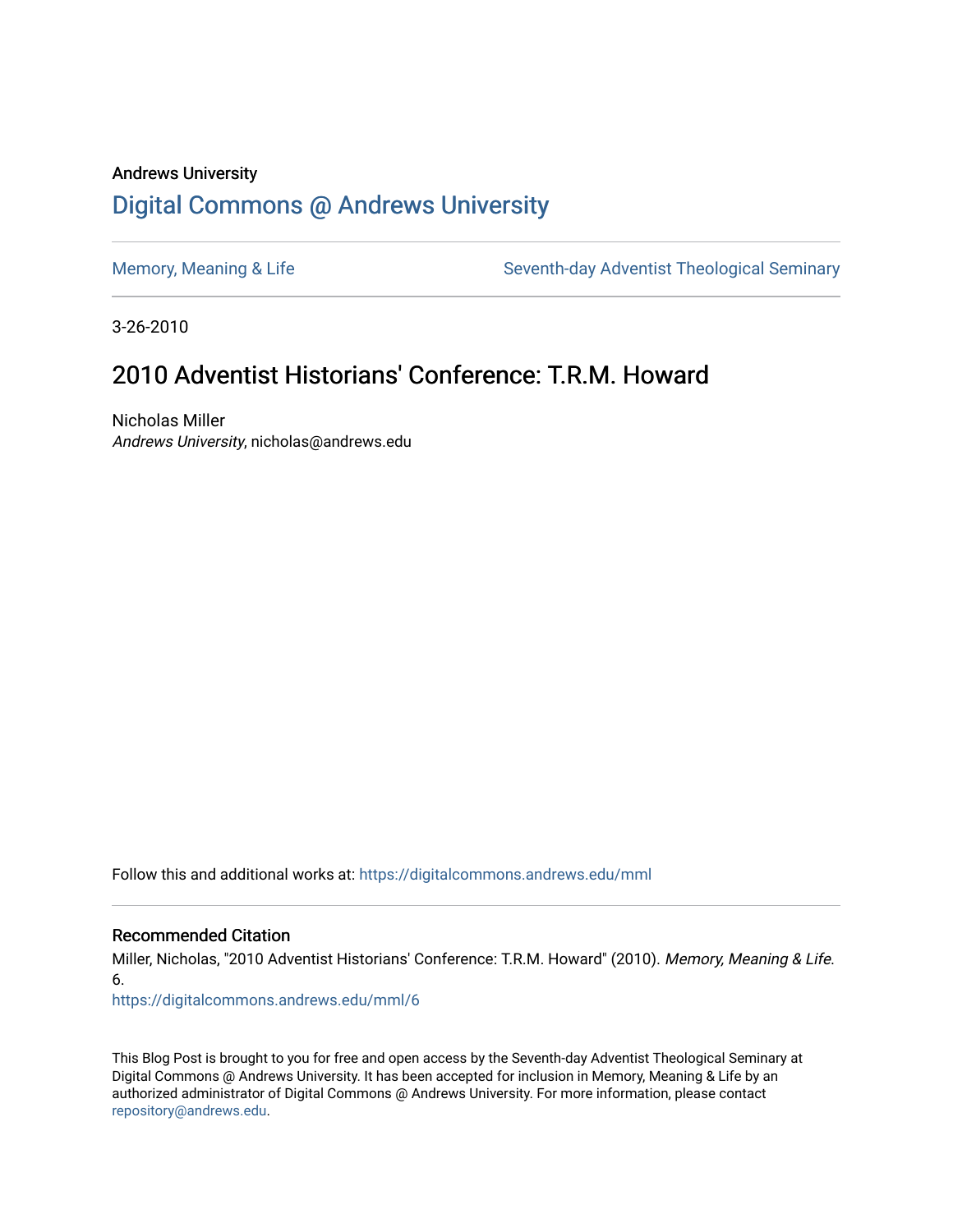Andrews University

# Digital Commons @ Andrews University

Memory, Meaning & Life

Seventh-day Adventist Theological Seminary

3-26-2010

## 2010 Adventist Historians' Conference: T.R.M. Howard

Nicholas Miller
*Andrews University*, nicholas@andrews.edu

Follow this and additional works at: https://digitalcommons.andrews.edu/mml

### Recommended Citation

Miller, Nicholas, "2010 Adventist Historians' Conference: T.R.M. Howard" (2010). *Memory, Meaning & Life*. 6.
https://digitalcommons.andrews.edu/mml/6

This Blog Post is brought to you for free and open access by the Seventh-day Adventist Theological Seminary at Digital Commons @ Andrews University. It has been accepted for inclusion in Memory, Meaning & Life by an authorized administrator of Digital Commons @ Andrews University. For more information, please contact repository@andrews.edu.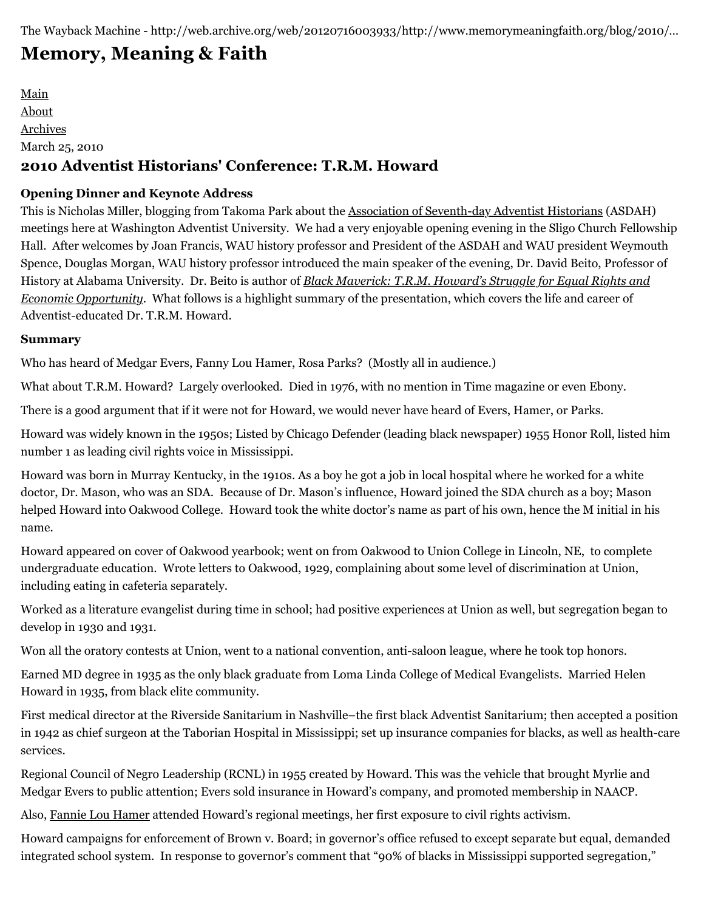The Wayback Machine - http://web.archive.org/web/20120716003933/http://www.memorymeaningfaith.org/blog/2010/...

# Memory, Meaning & Faith

[Main](#)
[About](#)
[Archives](#)
March 25, 2010

## 2010 Adventist Historians' Conference: T.R.M. Howard

**Opening Dinner and Keynote Address**

This is Nicholas Miller, blogging from Takoma Park about the [Association of Seventh-day Adventist Historians](#) (ASDAH) meetings here at Washington Adventist University. We had a very enjoyable opening evening in the Sligo Church Fellowship Hall. After welcomes by Joan Francis, WAU history professor and President of the ASDAH and WAU president Weymouth Spence, Douglas Morgan, WAU history professor introduced the main speaker of the evening, Dr. David Beito, Professor of History at Alabama University. Dr. Beito is author of [*Black Maverick: T.R.M. Howard's Struggle for Equal Rights and Economic Opportunity*](#). What follows is a highlight summary of the presentation, which covers the life and career of Adventist-educated Dr. T.R.M. Howard.

**Summary**

Who has heard of Medgar Evers, Fanny Lou Hamer, Rosa Parks? (Mostly all in audience.)

What about T.R.M. Howard? Largely overlooked. Died in 1976, with no mention in Time magazine or even Ebony.

There is a good argument that if it were not for Howard, we would never have heard of Evers, Hamer, or Parks.

Howard was widely known in the 1950s; Listed by Chicago Defender (leading black newspaper) 1955 Honor Roll, listed him number 1 as leading civil rights voice in Mississippi.

Howard was born in Murray Kentucky, in the 1910s. As a boy he got a job in local hospital where he worked for a white doctor, Dr. Mason, who was an SDA. Because of Dr. Mason's influence, Howard joined the SDA church as a boy; Mason helped Howard into Oakwood College. Howard took the white doctor's name as part of his own, hence the M initial in his name.

Howard appeared on cover of Oakwood yearbook; went on from Oakwood to Union College in Lincoln, NE, to complete undergraduate education. Wrote letters to Oakwood, 1929, complaining about some level of discrimination at Union, including eating in cafeteria separately.

Worked as a literature evangelist during time in school; had positive experiences at Union as well, but segregation began to develop in 1930 and 1931.

Won all the oratory contests at Union, went to a national convention, anti-saloon league, where he took top honors.

Earned MD degree in 1935 as the only black graduate from Loma Linda College of Medical Evangelists. Married Helen Howard in 1935, from black elite community.

First medical director at the Riverside Sanitarium in Nashville–the first black Adventist Sanitarium; then accepted a position in 1942 as chief surgeon at the Taborian Hospital in Mississippi; set up insurance companies for blacks, as well as health-care services.

Regional Council of Negro Leadership (RCNL) in 1955 created by Howard. This was the vehicle that brought Myrlie and Medgar Evers to public attention; Evers sold insurance in Howard's company, and promoted membership in NAACP.

Also, [Fannie Lou Hamer](#) attended Howard's regional meetings, her first exposure to civil rights activism.

Howard campaigns for enforcement of Brown v. Board; in governor's office refused to except separate but equal, demanded integrated school system. In response to governor's comment that "90% of blacks in Mississippi supported segregation,"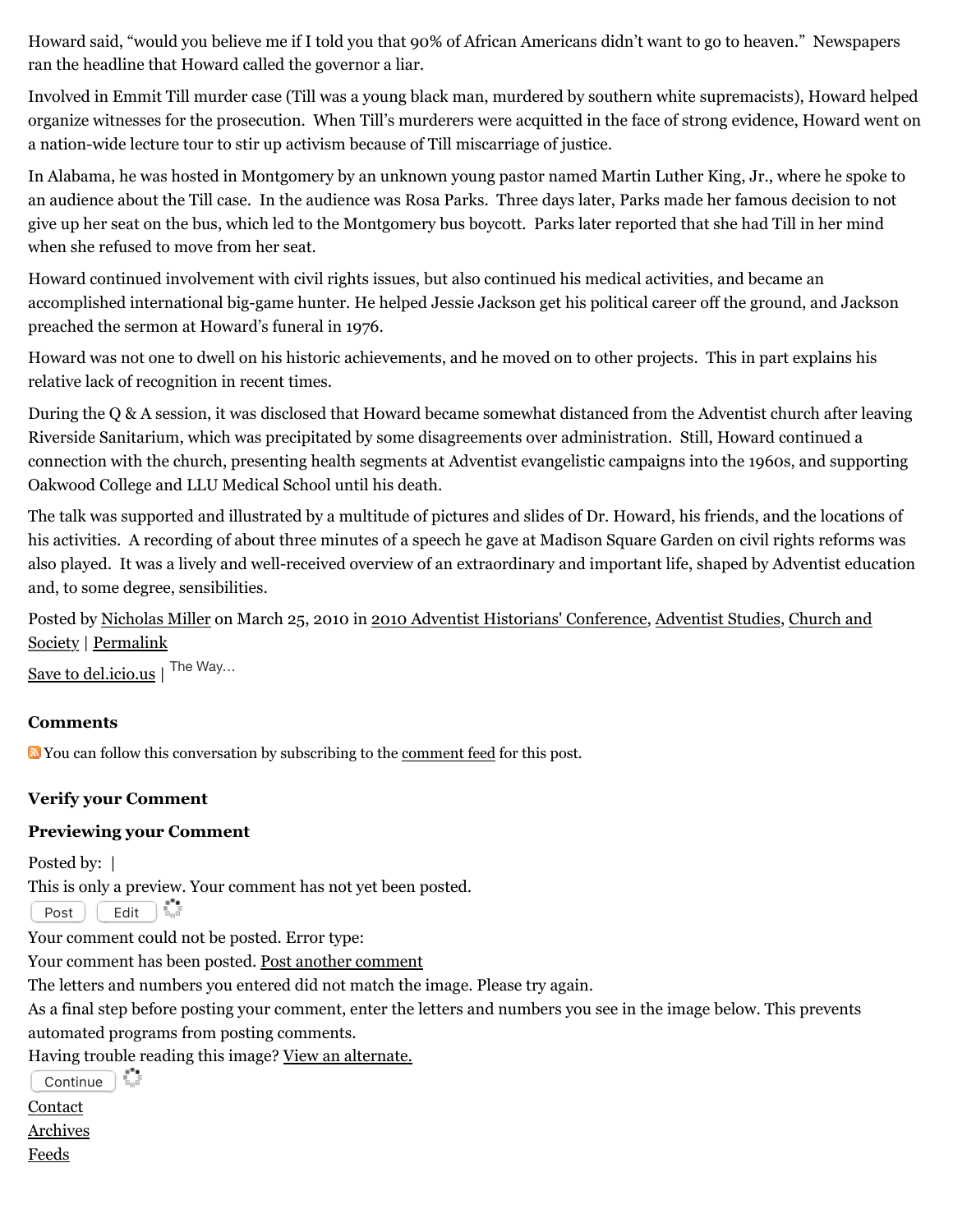Howard said, “would you believe me if I told you that 90% of African Americans didn’t want to go to heaven.” Newspapers ran the headline that Howard called the governor a liar.

Involved in Emmit Till murder case (Till was a young black man, murdered by southern white supremacists), Howard helped organize witnesses for the prosecution. When Till’s murderers were acquitted in the face of strong evidence, Howard went on a nation-wide lecture tour to stir up activism because of Till miscarriage of justice.

In Alabama, he was hosted in Montgomery by an unknown young pastor named Martin Luther King, Jr., where he spoke to an audience about the Till case. In the audience was Rosa Parks. Three days later, Parks made her famous decision to not give up her seat on the bus, which led to the Montgomery bus boycott. Parks later reported that she had Till in her mind when she refused to move from her seat.

Howard continued involvement with civil rights issues, but also continued his medical activities, and became an accomplished international big-game hunter. He helped Jessie Jackson get his political career off the ground, and Jackson preached the sermon at Howard’s funeral in 1976.

Howard was not one to dwell on his historic achievements, and he moved on to other projects. This in part explains his relative lack of recognition in recent times.

During the Q & A session, it was disclosed that Howard became somewhat distanced from the Adventist church after leaving Riverside Sanitarium, which was precipitated by some disagreements over administration. Still, Howard continued a connection with the church, presenting health segments at Adventist evangelistic campaigns into the 1960s, and supporting Oakwood College and LLU Medical School until his death.

The talk was supported and illustrated by a multitude of pictures and slides of Dr. Howard, his friends, and the locations of his activities. A recording of about three minutes of a speech he gave at Madison Square Garden on civil rights reforms was also played. It was a lively and well-received overview of an extraordinary and important life, shaped by Adventist education and, to some degree, sensibilities.

Posted by Nicholas Miller on March 25, 2010 in 2010 Adventist Historians' Conference, Adventist Studies, Church and Society | Permalink

Save to del.icio.us | The Way...

### Comments

You can follow this conversation by subscribing to the comment feed for this post.

### Verify your Comment

### Previewing your Comment

Posted by: |

This is only a preview. Your comment has not yet been posted.

Post Edit

Your comment could not be posted. Error type:

Your comment has been posted. Post another comment

The letters and numbers you entered did not match the image. Please try again.

As a final step before posting your comment, enter the letters and numbers you see in the image below. This prevents automated programs from posting comments.

Having trouble reading this image? View an alternate.

Continue

Contact

Archives

Feeds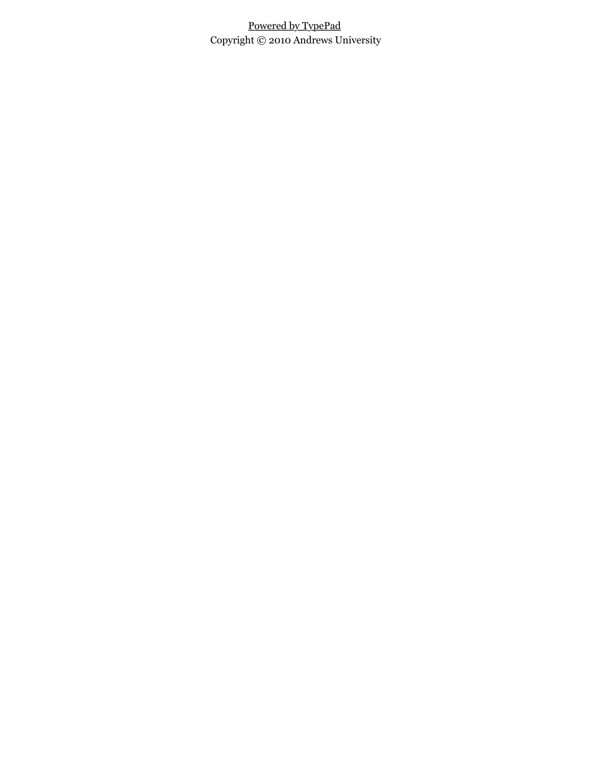Powered by TypePad
Copyright © 2010 Andrews University